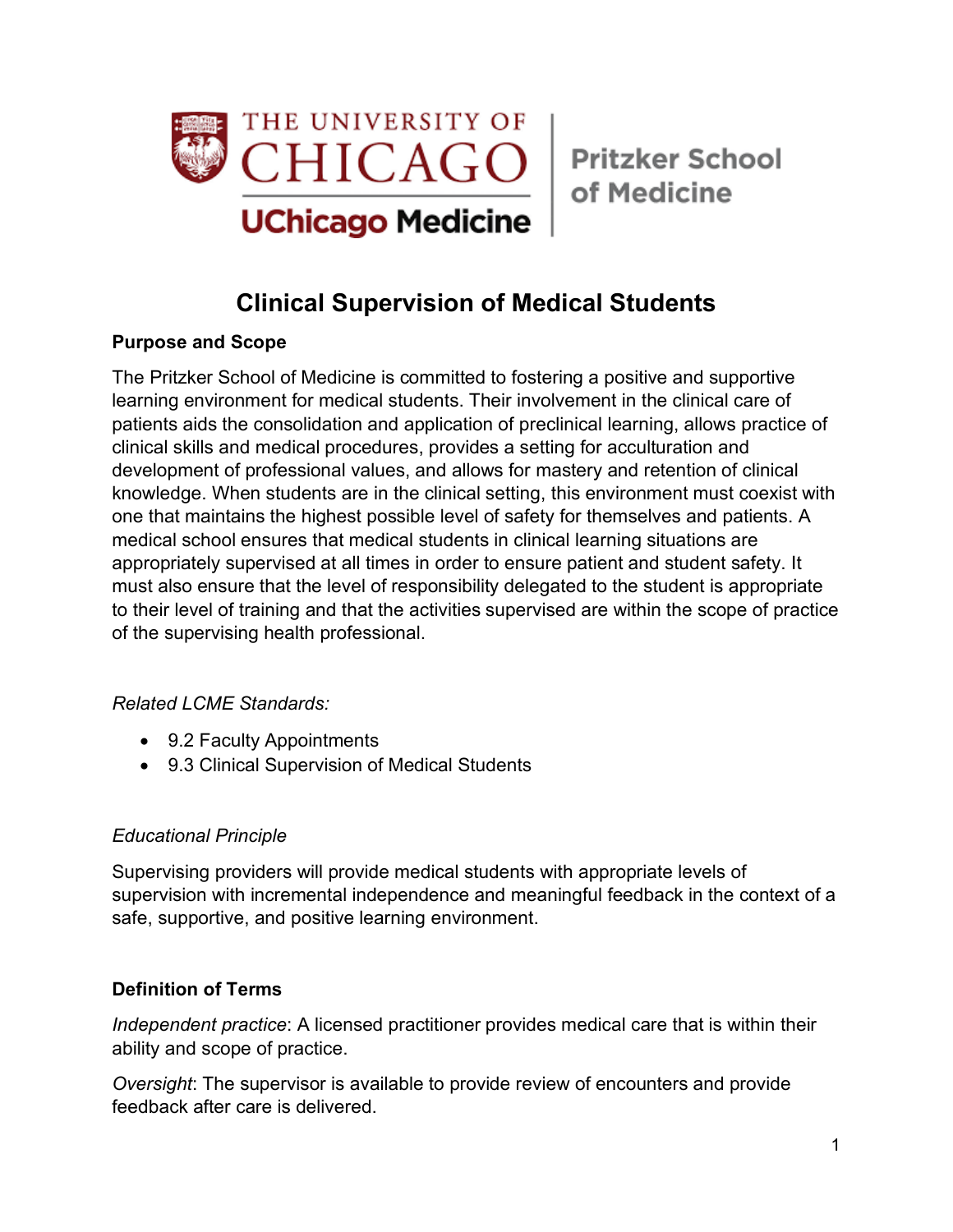THE UNIVERSITY OF CHICAGO

UChicago Medicine | Pritzker School of Medicine

# Clinical Supervision of Medical Students

## Purpose and Scope

The Pritzker School of Medicine is committed to fostering a positive and supportive learning environment for medical students. Their involvement in the clinical care of patients aids the consolidation and application of preclinical learning, allows practice of clinical skills and medical procedures, provides a setting for acculturation and development of professional values, and allows for mastery and retention of clinical knowledge. When students are in the clinical setting, this environment must coexist with one that maintains the highest possible level of safety for themselves and patients. A medical school ensures that medical students in clinical learning situations are appropriately supervised at all times in order to ensure patient and student safety. It must also ensure that the level of responsibility delegated to the student is appropriate to their level of training and that the activities supervised are within the scope of practice of the supervising health professional.

*Related LCME Standards:*

- 9.2 Faculty Appointments
- 9.3 Clinical Supervision of Medical Students

*Educational Principle*

Supervising providers will provide medical students with appropriate levels of supervision with incremental independence and meaningful feedback in the context of a safe, supportive, and positive learning environment.

## Definition of Terms

*Independent practice*: A licensed practitioner provides medical care that is within their ability and scope of practice.

*Oversight*: The supervisor is available to provide review of encounters and provide feedback after care is delivered.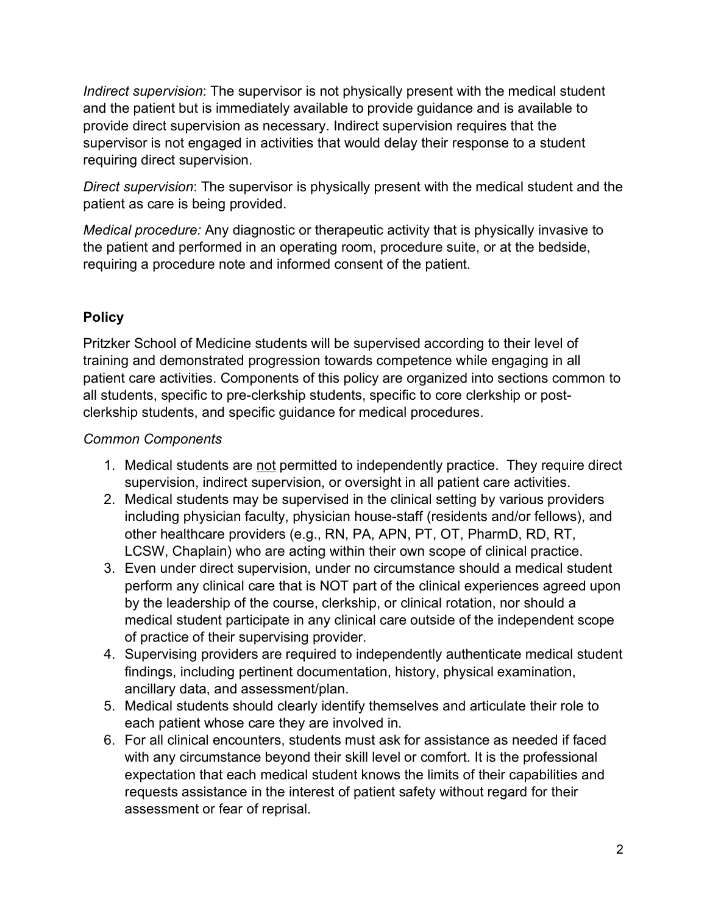*Indirect supervision*: The supervisor is not physically present with the medical student and the patient but is immediately available to provide guidance and is available to provide direct supervision as necessary. Indirect supervision requires that the supervisor is not engaged in activities that would delay their response to a student requiring direct supervision.

*Direct supervision*: The supervisor is physically present with the medical student and the patient as care is being provided.

*Medical procedure:* Any diagnostic or therapeutic activity that is physically invasive to the patient and performed in an operating room, procedure suite, or at the bedside, requiring a procedure note and informed consent of the patient.

## Policy

Pritzker School of Medicine students will be supervised according to their level of training and demonstrated progression towards competence while engaging in all patient care activities. Components of this policy are organized into sections common to all students, specific to pre-clerkship students, specific to core clerkship or post-clerkship students, and specific guidance for medical procedures.

*Common Components*

1. Medical students are <u>not</u> permitted to independently practice. They require direct supervision, indirect supervision, or oversight in all patient care activities.
2. Medical students may be supervised in the clinical setting by various providers including physician faculty, physician house-staff (residents and/or fellows), and other healthcare providers (e.g., RN, PA, APN, PT, OT, PharmD, RD, RT, LCSW, Chaplain) who are acting within their own scope of clinical practice.
3. Even under direct supervision, under no circumstance should a medical student perform any clinical care that is NOT part of the clinical experiences agreed upon by the leadership of the course, clerkship, or clinical rotation, nor should a medical student participate in any clinical care outside of the independent scope of practice of their supervising provider.
4. Supervising providers are required to independently authenticate medical student findings, including pertinent documentation, history, physical examination, ancillary data, and assessment/plan.
5. Medical students should clearly identify themselves and articulate their role to each patient whose care they are involved in.
6. For all clinical encounters, students must ask for assistance as needed if faced with any circumstance beyond their skill level or comfort. It is the professional expectation that each medical student knows the limits of their capabilities and requests assistance in the interest of patient safety without regard for their assessment or fear of reprisal.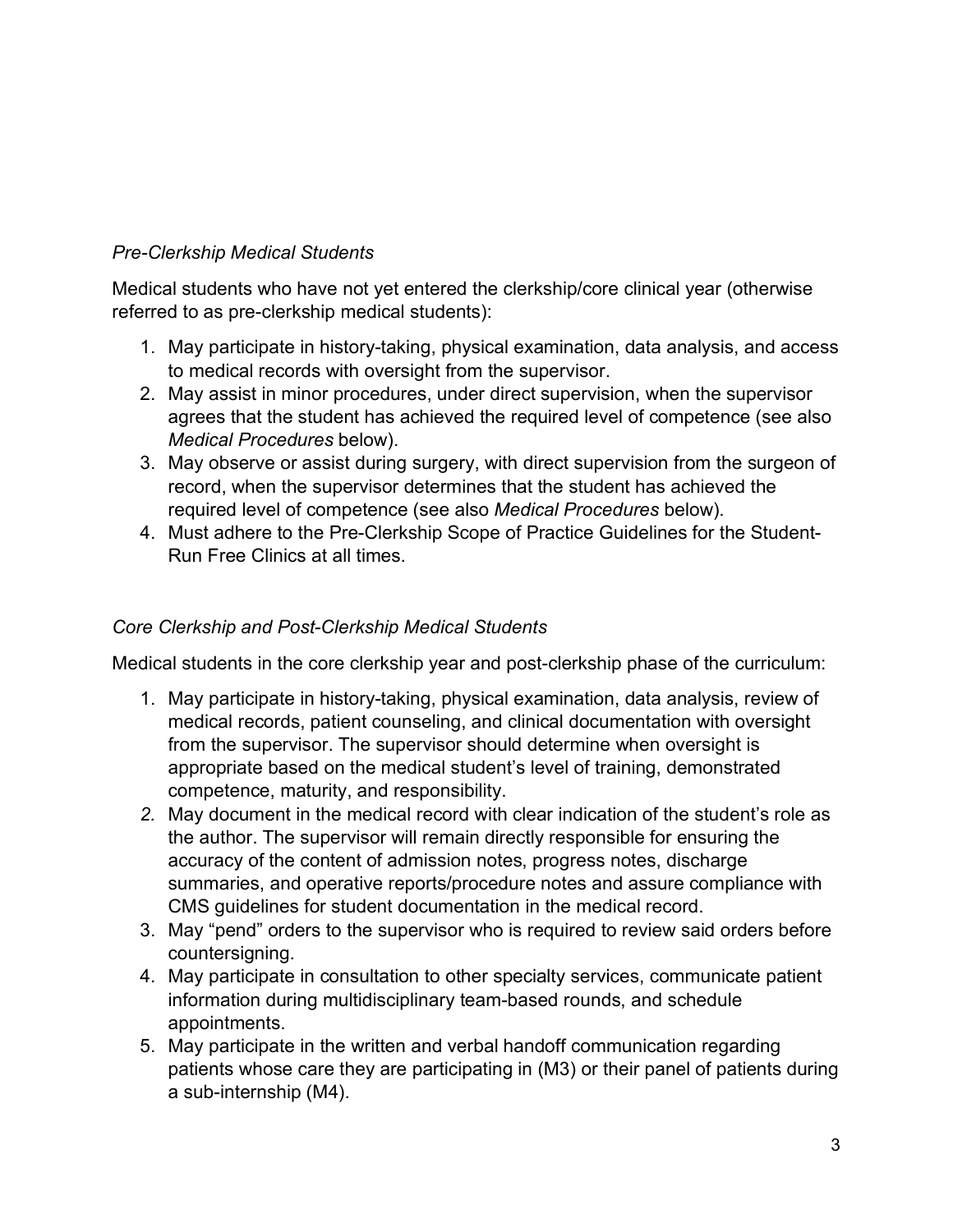*Pre-Clerkship Medical Students*

Medical students who have not yet entered the clerkship/core clinical year (otherwise referred to as pre-clerkship medical students):

1. May participate in history-taking, physical examination, data analysis, and access to medical records with oversight from the supervisor.
2. May assist in minor procedures, under direct supervision, when the supervisor agrees that the student has achieved the required level of competence (see also *Medical Procedures* below).
3. May observe or assist during surgery, with direct supervision from the surgeon of record, when the supervisor determines that the student has achieved the required level of competence (see also *Medical Procedures* below).
4. Must adhere to the Pre-Clerkship Scope of Practice Guidelines for the Student-Run Free Clinics at all times.

*Core Clerkship and Post-Clerkship Medical Students*

Medical students in the core clerkship year and post-clerkship phase of the curriculum:

1. May participate in history-taking, physical examination, data analysis, review of medical records, patient counseling, and clinical documentation with oversight from the supervisor. The supervisor should determine when oversight is appropriate based on the medical student's level of training, demonstrated competence, maturity, and responsibility.
2. May document in the medical record with clear indication of the student's role as the author. The supervisor will remain directly responsible for ensuring the accuracy of the content of admission notes, progress notes, discharge summaries, and operative reports/procedure notes and assure compliance with CMS guidelines for student documentation in the medical record.
3. May "pend" orders to the supervisor who is required to review said orders before countersigning.
4. May participate in consultation to other specialty services, communicate patient information during multidisciplinary team-based rounds, and schedule appointments.
5. May participate in the written and verbal handoff communication regarding patients whose care they are participating in (M3) or their panel of patients during a sub-internship (M4).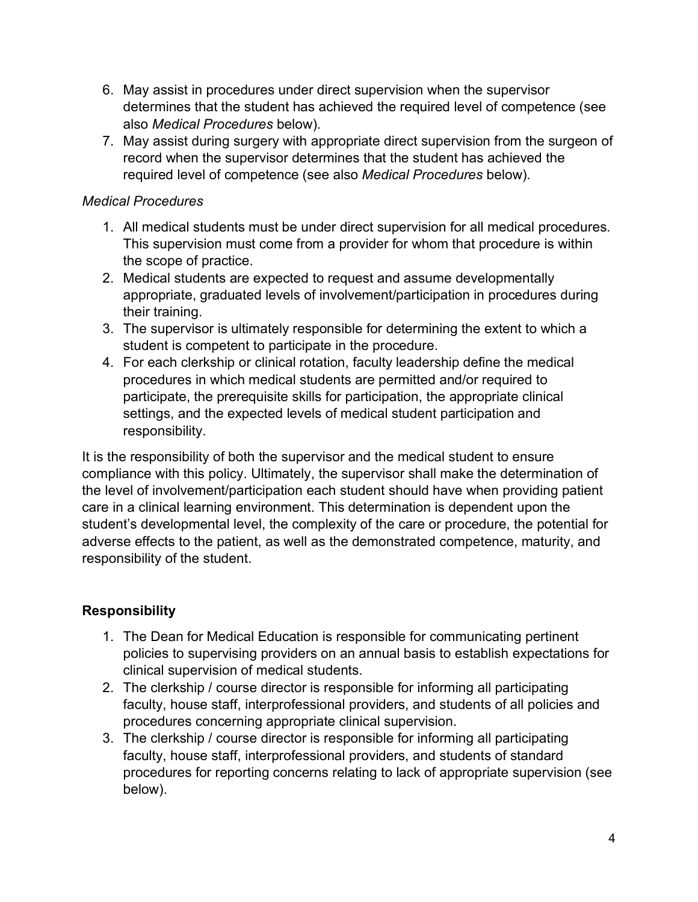6. May assist in procedures under direct supervision when the supervisor determines that the student has achieved the required level of competence (see also *Medical Procedures* below).
7. May assist during surgery with appropriate direct supervision from the surgeon of record when the supervisor determines that the student has achieved the required level of competence (see also *Medical Procedures* below).

*Medical Procedures*

1. All medical students must be under direct supervision for all medical procedures. This supervision must come from a provider for whom that procedure is within the scope of practice.
2. Medical students are expected to request and assume developmentally appropriate, graduated levels of involvement/participation in procedures during their training.
3. The supervisor is ultimately responsible for determining the extent to which a student is competent to participate in the procedure.
4. For each clerkship or clinical rotation, faculty leadership define the medical procedures in which medical students are permitted and/or required to participate, the prerequisite skills for participation, the appropriate clinical settings, and the expected levels of medical student participation and responsibility.

It is the responsibility of both the supervisor and the medical student to ensure compliance with this policy. Ultimately, the supervisor shall make the determination of the level of involvement/participation each student should have when providing patient care in a clinical learning environment. This determination is dependent upon the student's developmental level, the complexity of the care or procedure, the potential for adverse effects to the patient, as well as the demonstrated competence, maturity, and responsibility of the student.

**Responsibility**

1. The Dean for Medical Education is responsible for communicating pertinent policies to supervising providers on an annual basis to establish expectations for clinical supervision of medical students.
2. The clerkship / course director is responsible for informing all participating faculty, house staff, interprofessional providers, and students of all policies and procedures concerning appropriate clinical supervision.
3. The clerkship / course director is responsible for informing all participating faculty, house staff, interprofessional providers, and students of standard procedures for reporting concerns relating to lack of appropriate supervision (see below).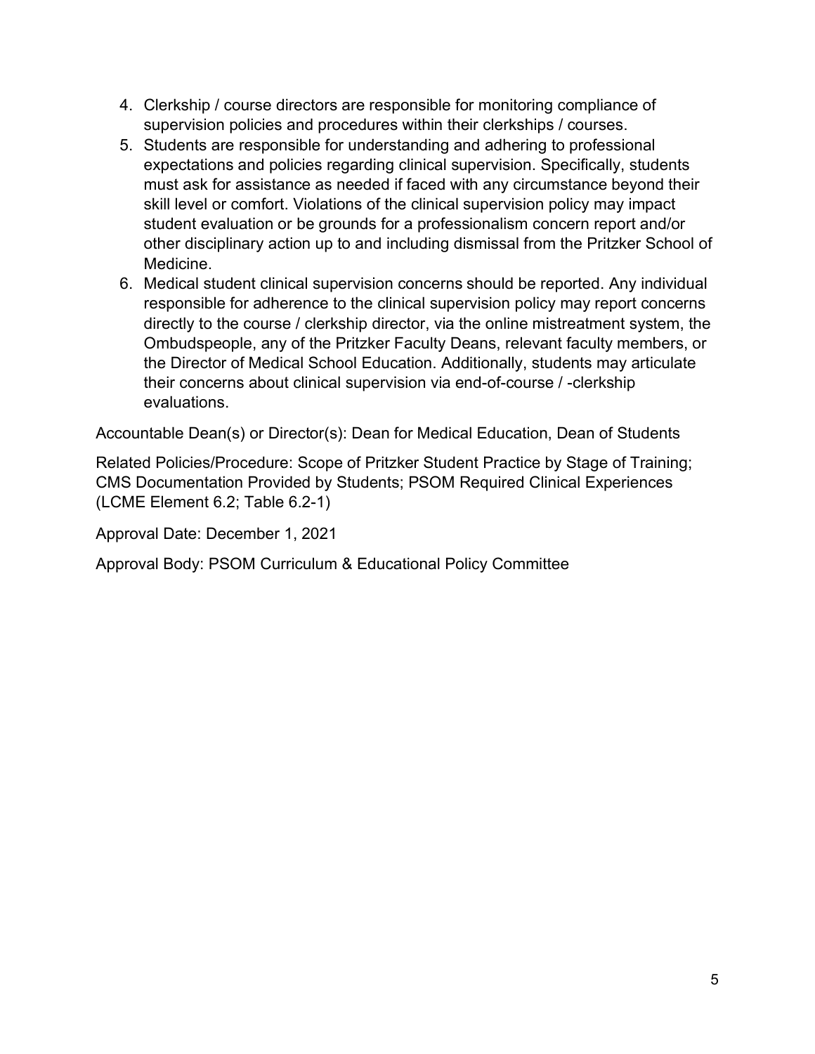4. Clerkship / course directors are responsible for monitoring compliance of supervision policies and procedures within their clerkships / courses.
5. Students are responsible for understanding and adhering to professional expectations and policies regarding clinical supervision. Specifically, students must ask for assistance as needed if faced with any circumstance beyond their skill level or comfort. Violations of the clinical supervision policy may impact student evaluation or be grounds for a professionalism concern report and/or other disciplinary action up to and including dismissal from the Pritzker School of Medicine.
6. Medical student clinical supervision concerns should be reported. Any individual responsible for adherence to the clinical supervision policy may report concerns directly to the course / clerkship director, via the online mistreatment system, the Ombudspeople, any of the Pritzker Faculty Deans, relevant faculty members, or the Director of Medical School Education. Additionally, students may articulate their concerns about clinical supervision via end-of-course / -clerkship evaluations.

Accountable Dean(s) or Director(s): Dean for Medical Education, Dean of Students

Related Policies/Procedure: Scope of Pritzker Student Practice by Stage of Training; CMS Documentation Provided by Students; PSOM Required Clinical Experiences (LCME Element 6.2; Table 6.2-1)

Approval Date: December 1, 2021

Approval Body: PSOM Curriculum & Educational Policy Committee